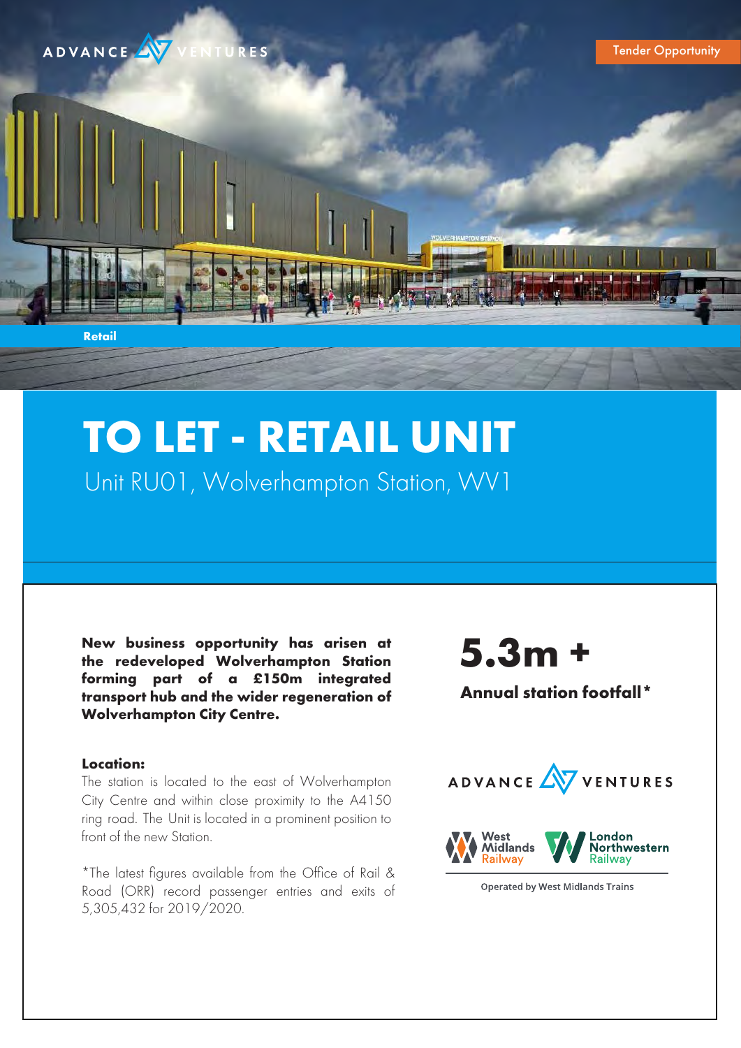ADVANCE VENTURES

Tender Opportunity

Retail

# TO LET - RETAIL UNIT

## Unit RU01, Wolverhampton Station, WV1

**New business opportunity has arisen at the redeveloped Wolverhampton Station forming part of a £150m integrated transport hub and the wider regeneration of Wolverhampton City Centre.**

**Location:**
The station is located to the east of Wolverhampton City Centre and within close proximity to the A4150 ring road. The Unit is located in a prominent position to front of the new Station.

*The latest figures available from the Office of Rail & Road (ORR) record passenger entries and exits of 5,305,432 for 2019/2020.

# 5.3m +

**Annual station footfall***

ADVANCE VENTURES

West Midlands Railway | London Northwestern Railway

Operated by West Midlands Trains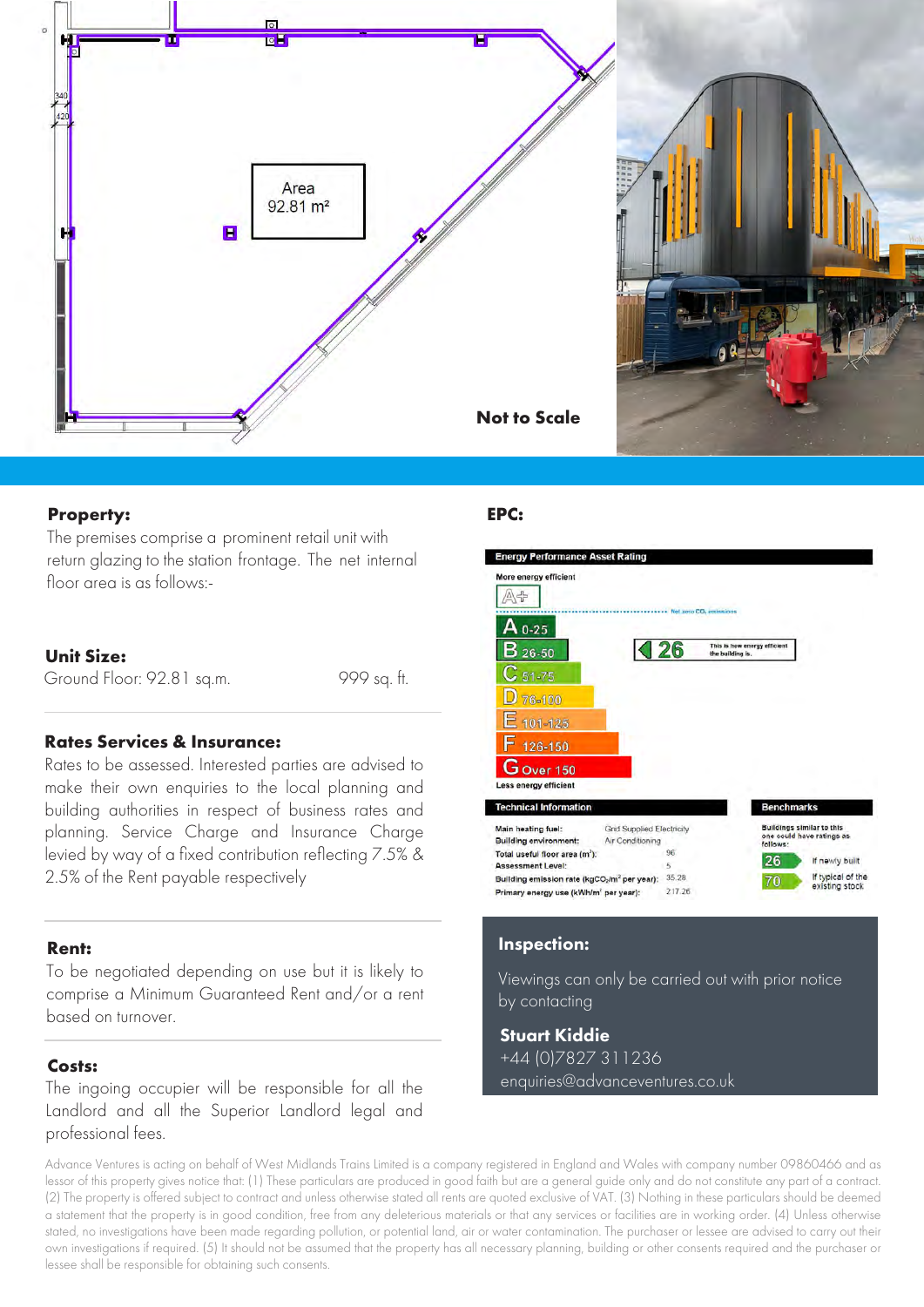Area
92.81 m²

Not to Scale

**Property:**

The premises comprise a prominent retail unit with return glazing to the station frontage. The net internal floor area is as follows:-

**Unit Size:**

Ground Floor: 92.81 sq.m. 999 sq. ft.

**Rates Services & Insurance:**

Rates to be assessed. Interested parties are advised to make their own enquiries to the local planning and building authorities in respect of business rates and planning. Service Charge and Insurance Charge levied by way of a fixed contribution reflecting 7.5% & 2.5% of the Rent payable respectively

**Rent:**

To be negotiated depending on use but it is likely to comprise a Minimum Guaranteed Rent and/or a rent based on turnover.

**Costs:**

The ingoing occupier will be responsible for all the Landlord and all the Superior Landlord legal and professional fees.

**EPC:**

Energy Performance Asset Rating

More energy efficient

A+

Net zero $CO_2$ emissions

A 0-25

B 26-50

C 51-75

D 76-100

E 101-125

F 126-150

G Over 150

Less energy efficient

26 This is how energy efficient the building is.

Technical Information

| | |
|---|---|
| Main heating fuel: | Grid Supplied Electricity |
| Building environment: | Air Conditioning |
| Total useful floor area ($m^2$): | 96 |
| Assessment Level: | 5 |
| Building emission rate ($kgCO_2/m^2$ per year): | 35.28 |
| Primary energy use ($kWh/m^2$ per year): | 217.26 |

Benchmarks

Buildings similar to this one could have ratings as follows:

26 If newly built

70 If typical of the existing stock

**Inspection:**

Viewings can only be carried out with prior notice by contacting

**Stuart Kiddie**

+44 (0)7827 311236

enquiries@advanceventures.co.uk

Advance Ventures is acting on behalf of West Midlands Trains Limited is a company registered in England and Wales with company number 09860466 and as lessor of this property gives notice that: (1) These particulars are produced in good faith but are a general guide only and do not constitute any part of a contract. (2) The property is offered subject to contract and unless otherwise stated all rents are quoted exclusive of VAT. (3) Nothing in these particulars should be deemed a statement that the property is in good condition, free from any deleterious materials or that any services or facilities are in working order. (4) Unless otherwise stated, no investigations have been made regarding pollution, or potential land, air or water contamination. The purchaser or lessee are advised to carry out their own investigations if required. (5) It should not be assumed that the property has all necessary planning, building or other consents required and the purchaser or lessee shall be responsible for obtaining such consents.